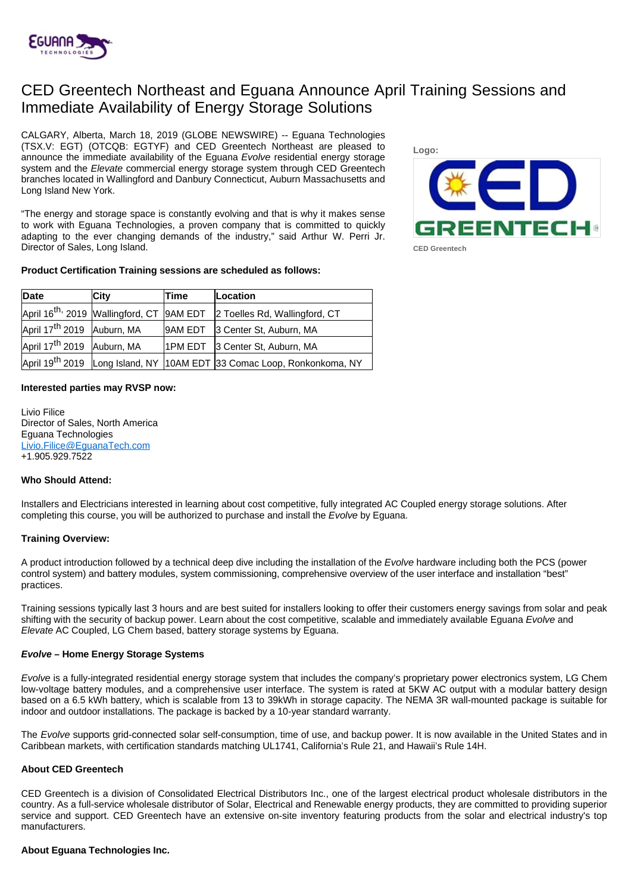# CED Greentech Northeast and Eguana Announce April Training Sessions and Immediate Availability of Energy Storage Solutions

CALGARY, Alberta, March 18, 2019 (GLOBE NEWSWIRE) -- Eguana Technologies (TSX.V: EGT) (OTCQB: EGTYF) and CED Greentech Northeast are pleased to announce the immediate availability of the Eguana *Evolve* residential energy storage system and the *Elevate* commercial energy storage system through CED Greentech branches located in Wallingford and Danbury Connecticut, Auburn Massachusetts and Long Island New York.

"The energy and storage space is constantly evolving and that is why it makes sense to work with Eguana Technologies, a proven company that is committed to quickly adapting to the ever changing demands of the industry," said Arthur W. Perri Jr. Director of Sales, Long Island.

Logo:

CED Greentech

**Product Certification Training sessions are scheduled as follows:**

| Date | City | Time | Location |
|---|---|---|---|
| April 16th, 2019 | Wallingford, CT | 9AM EDT | 2 Toelles Rd, Wallingford, CT |
| April 17th 2019 | Auburn, MA | 9AM EDT | 3 Center St, Auburn, MA |
| April 17th 2019 | Auburn, MA | 1PM EDT | 3 Center St, Auburn, MA |
| April 19th 2019 | Long Island, NY | 10AM EDT | 33 Comac Loop, Ronkonkoma, NY |

**Interested parties may RVSP now:**

Livio Filice
Director of Sales, North America
Eguana Technologies
[Livio.Filice@EguanaTech.com](mailto:Livio.Filice@EguanaTech.com)
+1.905.929.7522

**Who Should Attend:**

Installers and Electricians interested in learning about cost competitive, fully integrated AC Coupled energy storage solutions. After completing this course, you will be authorized to purchase and install the *Evolve* by Eguana.

**Training Overview:**

A product introduction followed by a technical deep dive including the installation of the *Evolve* hardware including both the PCS (power control system) and battery modules, system commissioning, comprehensive overview of the user interface and installation "best" practices.

Training sessions typically last 3 hours and are best suited for installers looking to offer their customers energy savings from solar and peak shifting with the security of backup power. Learn about the cost competitive, scalable and immediately available Eguana *Evolve* and *Elevate* AC Coupled, LG Chem based, battery storage systems by Eguana.

***Evolve* – Home Energy Storage Systems**

*Evolve* is a fully-integrated residential energy storage system that includes the company's proprietary power electronics system, LG Chem low-voltage battery modules, and a comprehensive user interface. The system is rated at 5KW AC output with a modular battery design based on a 6.5 kWh battery, which is scalable from 13 to 39kWh in storage capacity. The NEMA 3R wall-mounted package is suitable for indoor and outdoor installations. The package is backed by a 10-year standard warranty.

The *Evolve* supports grid-connected solar self-consumption, time of use, and backup power. It is now available in the United States and in Caribbean markets, with certification standards matching UL1741, California's Rule 21, and Hawaii's Rule 14H.

**About CED Greentech**

CED Greentech is a division of Consolidated Electrical Distributors Inc., one of the largest electrical product wholesale distributors in the country. As a full-service wholesale distributor of Solar, Electrical and Renewable energy products, they are committed to providing superior service and support. CED Greentech have an extensive on-site inventory featuring products from the solar and electrical industry's top manufacturers.

**About Eguana Technologies Inc.**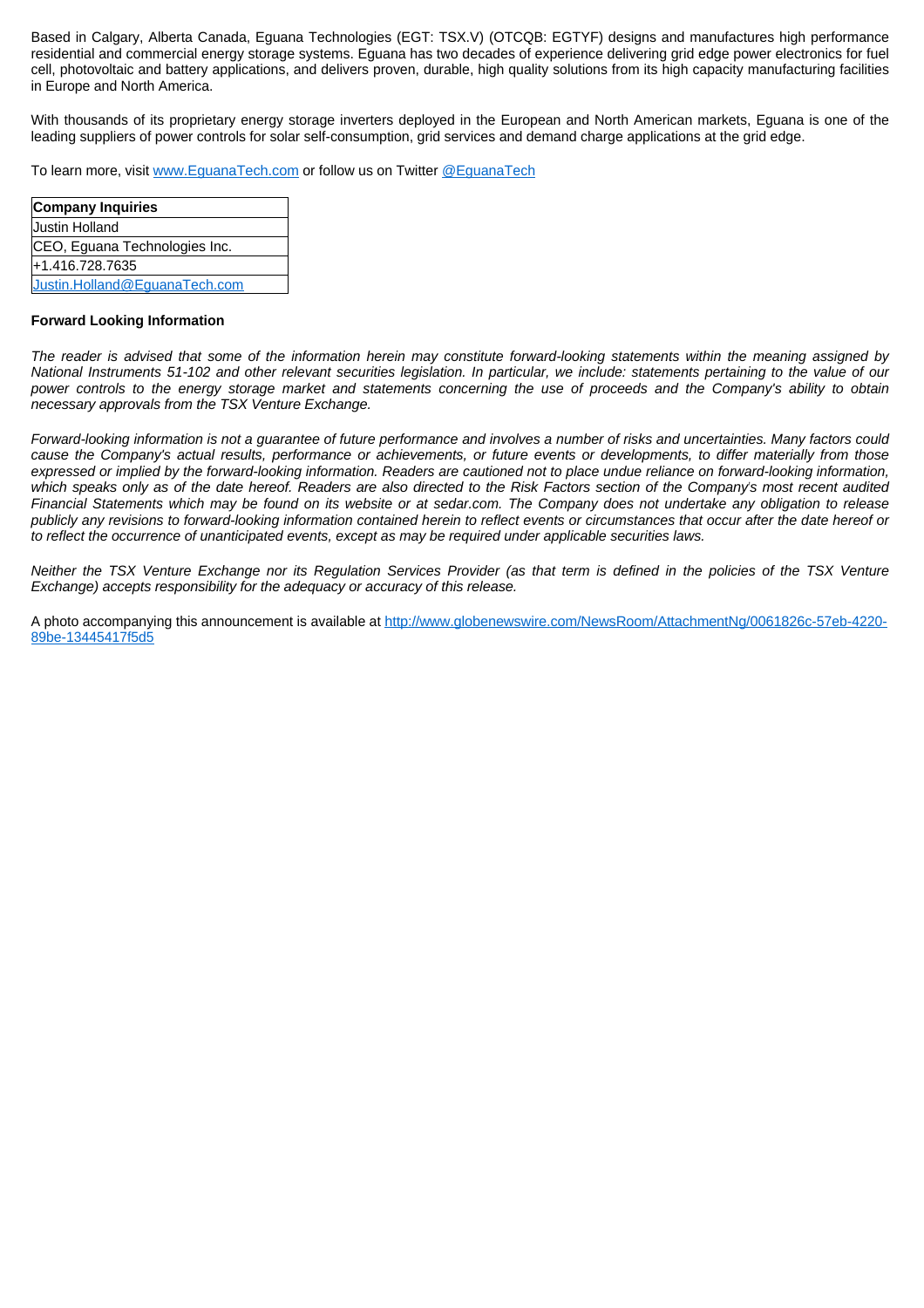Based in Calgary, Alberta Canada, Eguana Technologies (EGT: TSX.V) (OTCQB: EGTYF) designs and manufactures high performance residential and commercial energy storage systems. Eguana has two decades of experience delivering grid edge power electronics for fuel cell, photovoltaic and battery applications, and delivers proven, durable, high quality solutions from its high capacity manufacturing facilities in Europe and North America.

With thousands of its proprietary energy storage inverters deployed in the European and North American markets, Eguana is one of the leading suppliers of power controls for solar self-consumption, grid services and demand charge applications at the grid edge.

To learn more, visit www.EguanaTech.com or follow us on Twitter @EguanaTech

| **Company Inquiries** |
| --- |
| Justin Holland |
| CEO, Eguana Technologies Inc. |
| +1.416.728.7635 |
| Justin.Holland@EguanaTech.com |

**Forward Looking Information**

*The reader is advised that some of the information herein may constitute forward-looking statements within the meaning assigned by National Instruments 51-102 and other relevant securities legislation. In particular, we include: statements pertaining to the value of our power controls to the energy storage market and statements concerning the use of proceeds and the Company's ability to obtain necessary approvals from the TSX Venture Exchange.*

*Forward-looking information is not a guarantee of future performance and involves a number of risks and uncertainties. Many factors could cause the Company's actual results, performance or achievements, or future events or developments, to differ materially from those expressed or implied by the forward-looking information. Readers are cautioned not to place undue reliance on forward-looking information, which speaks only as of the date hereof. Readers are also directed to the Risk Factors section of the Company's most recent audited Financial Statements which may be found on its website or at sedar.com. The Company does not undertake any obligation to release publicly any revisions to forward-looking information contained herein to reflect events or circumstances that occur after the date hereof or to reflect the occurrence of unanticipated events, except as may be required under applicable securities laws.*

*Neither the TSX Venture Exchange nor its Regulation Services Provider (as that term is defined in the policies of the TSX Venture Exchange) accepts responsibility for the adequacy or accuracy of this release.*

A photo accompanying this announcement is available at http://www.globenewswire.com/NewsRoom/AttachmentNg/0061826c-57eb-4220-89be-13445417f5d5